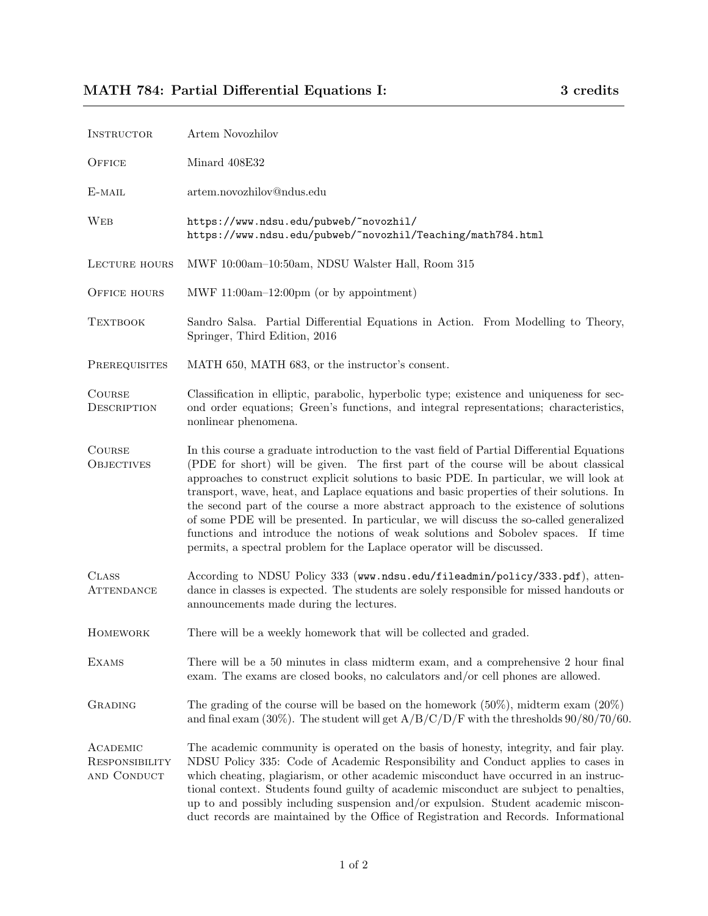## MATH 784: Partial Differential Equations I: 3 credits

| | |
|---|---|
| **Instructor** | Artem Novozhilov |
| **Office** | Minard 408E32 |
| **E-mail** | artem.novozhilov@ndus.edu |
| **Web** | `https://www.ndsu.edu/pubweb/~novozhil/` `https://www.ndsu.edu/pubweb/~novozhil/Teaching/math784.html` |
| **Lecture hours** | MWF 10:00am–10:50am, NDSU Walster Hall, Room 315 |
| **Office hours** | MWF 11:00am–12:00pm (or by appointment) |
| **Textbook** | Sandro Salsa. Partial Differential Equations in Action. From Modelling to Theory, Springer, Third Edition, 2016 |
| **Prerequisites** | MATH 650, MATH 683, or the instructor's consent. |
| **Course Description** | Classification in elliptic, parabolic, hyperbolic type; existence and uniqueness for second order equations; Green's functions, and integral representations; characteristics, nonlinear phenomena. |
| **Course Objectives** | In this course a graduate introduction to the vast field of Partial Differential Equations (PDE for short) will be given. The first part of the course will be about classical approaches to construct explicit solutions to basic PDE. In particular, we will look at transport, wave, heat, and Laplace equations and basic properties of their solutions. In the second part of the course a more abstract approach to the existence of solutions of some PDE will be presented. In particular, we will discuss the so-called generalized functions and introduce the notions of weak solutions and Sobolev spaces. If time permits, a spectral problem for the Laplace operator will be discussed. |
| **Class Attendance** | According to NDSU Policy 333 (`www.ndsu.edu/fileadmin/policy/333.pdf`), attendance in classes is expected. The students are solely responsible for missed handouts or announcements made during the lectures. |
| **Homework** | There will be a weekly homework that will be collected and graded. |
| **Exams** | There will be a 50 minutes in class midterm exam, and a comprehensive 2 hour final exam. The exams are closed books, no calculators and/or cell phones are allowed. |
| **Grading** | The grading of the course will be based on the homework (50%), midterm exam (20%) and final exam (30%). The student will get A/B/C/D/F with the thresholds 90/80/70/60. |
| **Academic Responsibility and Conduct** | The academic community is operated on the basis of honesty, integrity, and fair play. NDSU Policy 335: Code of Academic Responsibility and Conduct applies to cases in which cheating, plagiarism, or other academic misconduct have occurred in an instructional context. Students found guilty of academic misconduct are subject to penalties, up to and possibly including suspension and/or expulsion. Student academic misconduct records are maintained by the Office of Registration and Records. Informational |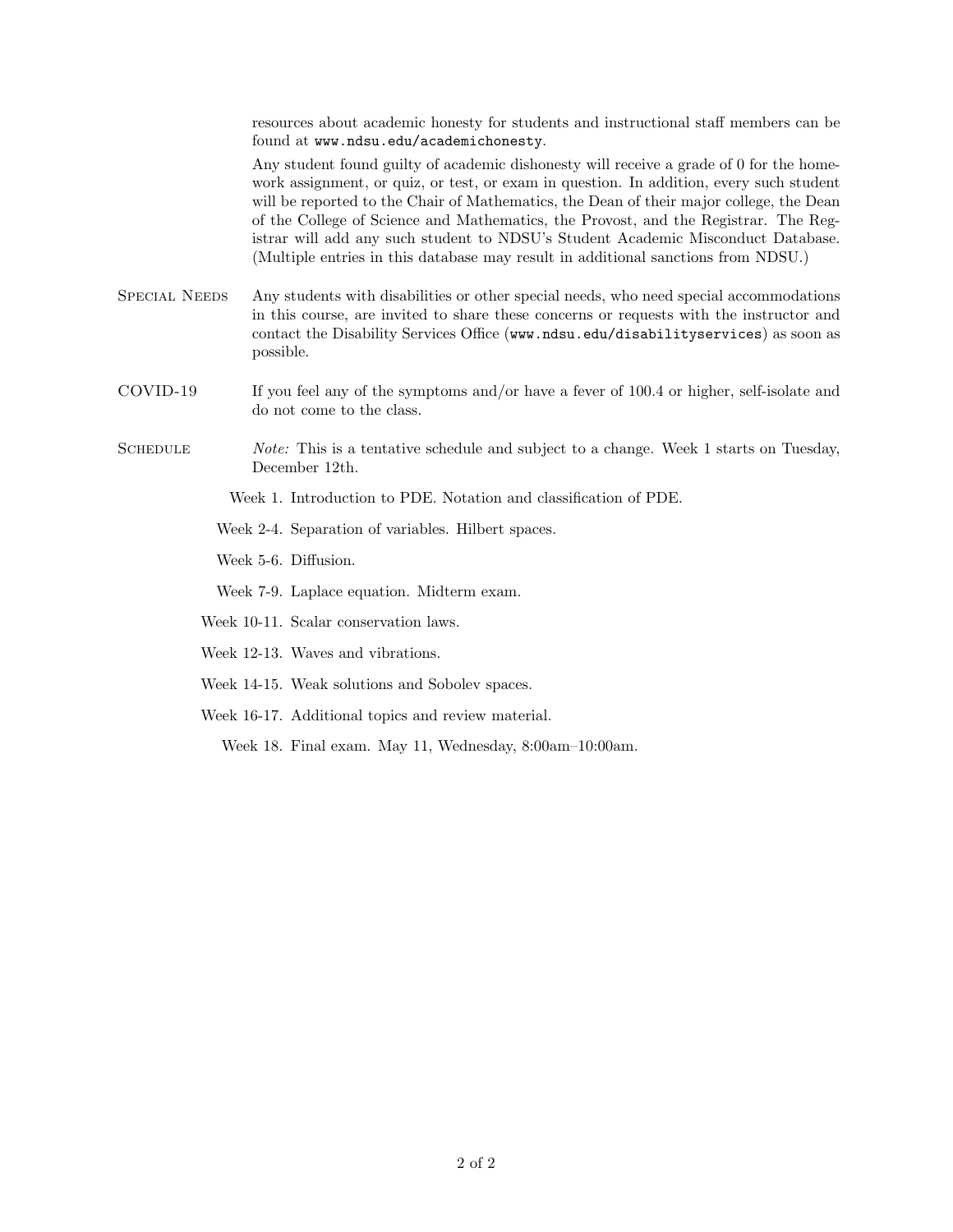resources about academic honesty for students and instructional staff members can be found at www.ndsu.edu/academichonesty.

Any student found guilty of academic dishonesty will receive a grade of 0 for the homework assignment, or quiz, or test, or exam in question. In addition, every such student will be reported to the Chair of Mathematics, the Dean of their major college, the Dean of the College of Science and Mathematics, the Provost, and the Registrar. The Registrar will add any such student to NDSU's Student Academic Misconduct Database. (Multiple entries in this database may result in additional sanctions from NDSU.)

**Special Needs** Any students with disabilities or other special needs, who need special accommodations in this course, are invited to share these concerns or requests with the instructor and contact the Disability Services Office (www.ndsu.edu/disabilityservices) as soon as possible.

**COVID-19** If you feel any of the symptoms and/or have a fever of 100.4 or higher, self-isolate and do not come to the class.

**Schedule** *Note:* This is a tentative schedule and subject to a change. Week 1 starts on Tuesday, December 12th.

- Week 1. Introduction to PDE. Notation and classification of PDE.
- Week 2-4. Separation of variables. Hilbert spaces.
- Week 5-6. Diffusion.
- Week 7-9. Laplace equation. Midterm exam.
- Week 10-11. Scalar conservation laws.
- Week 12-13. Waves and vibrations.
- Week 14-15. Weak solutions and Sobolev spaces.
- Week 16-17. Additional topics and review material.
- Week 18. Final exam. May 11, Wednesday, 8:00am–10:00am.